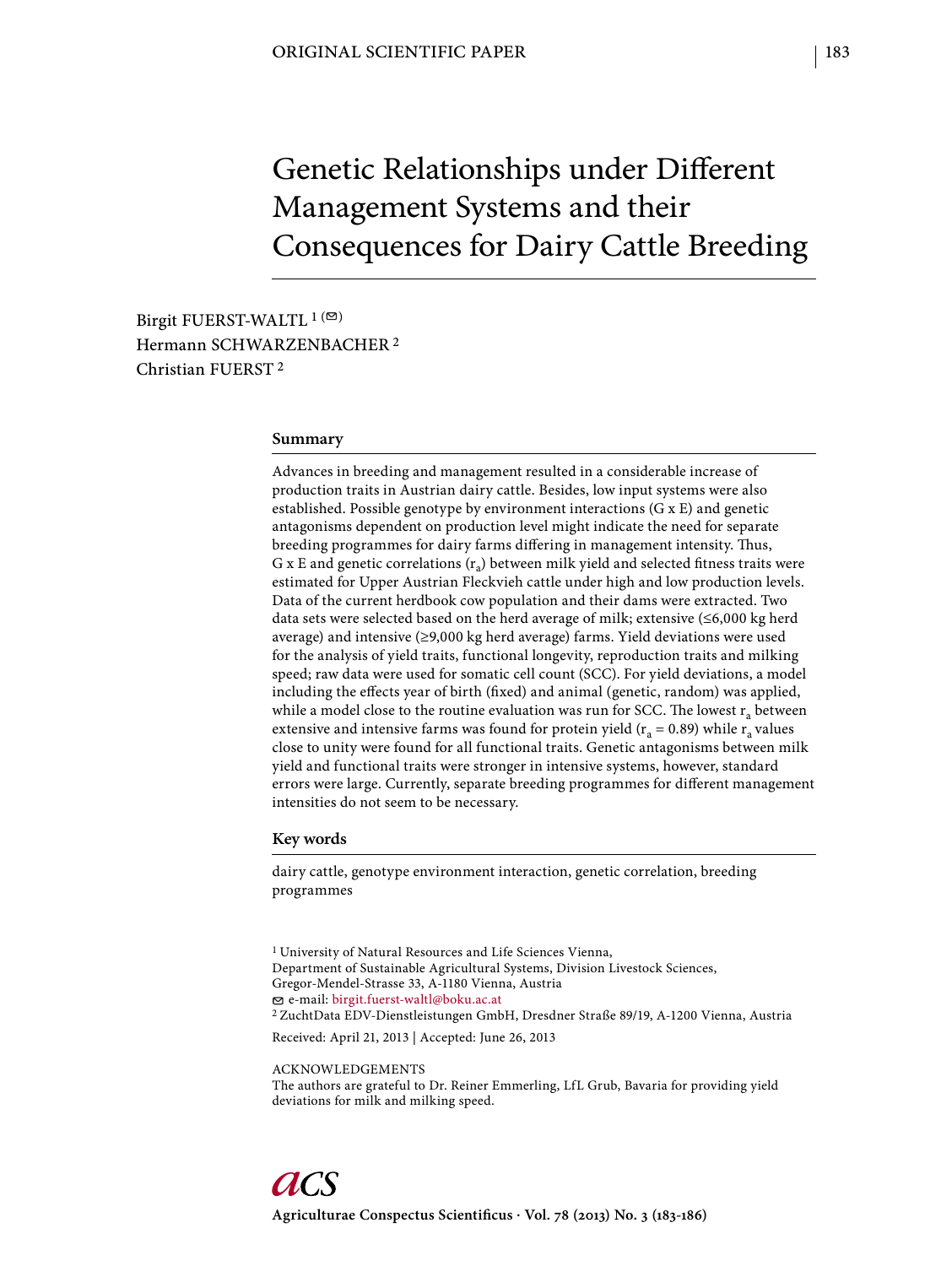# Genetic Relationships under Different Management Systems and their Consequences for Dairy Cattle Breeding

Birgit FUERST-WALTL [1] (✉)
Hermann SCHWARZENBACHER [2]
Christian FUERST [2]

## Summary

Advances in breeding and management resulted in a considerable increase of production traits in Austrian dairy cattle. Besides, low input systems were also established. Possible genotype by environment interactions (G x E) and genetic antagonisms dependent on production level might indicate the need for separate breeding programmes for dairy farms differing in management intensity. Thus, G x E and genetic correlations ($r_a$) between milk yield and selected fitness traits were estimated for Upper Austrian Fleckvieh cattle under high and low production levels. Data of the current herdbook cow population and their dams were extracted. Two data sets were selected based on the herd average of milk; extensive (≤6,000 kg herd average) and intensive (≥9,000 kg herd average) farms. Yield deviations were used for the analysis of yield traits, functional longevity, reproduction traits and milking speed; raw data were used for somatic cell count (SCC). For yield deviations, a model including the effects year of birth (fixed) and animal (genetic, random) was applied, while a model close to the routine evaluation was run for SCC. The lowest $r_a$ between extensive and intensive farms was found for protein yield ($r_a$ = 0.89) while $r_a$ values close to unity were found for all functional traits. Genetic antagonisms between milk yield and functional traits were stronger in intensive systems, however, standard errors were large. Currently, separate breeding programmes for different management intensities do not seem to be necessary.

## Key words

dairy cattle, genotype environment interaction, genetic correlation, breeding programmes

[1] University of Natural Resources and Life Sciences Vienna, Department of Sustainable Agricultural Systems, Division Livestock Sciences, Gregor-Mendel-Strasse 33, A-1180 Vienna, Austria
✉ e-mail: birgit.fuerst-waltl@boku.ac.at
[2] ZuchtData EDV-Dienstleistungen GmbH, Dresdner Straße 89/19, A-1200 Vienna, Austria

Received: April 21, 2013 | Accepted: June 26, 2013

ACKNOWLEDGEMENTS
The authors are grateful to Dr. Reiner Emmerling, LfL Grub, Bavaria for providing yield deviations for milk and milking speed.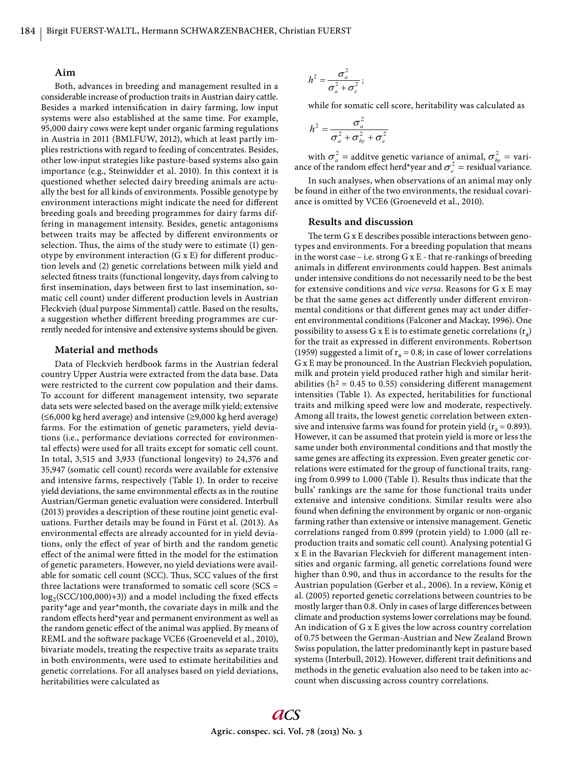## Aim

Both, advances in breeding and management resulted in a considerable increase of production traits in Austrian dairy cattle. Besides a marked intensification in dairy farming, low input systems were also established at the same time. For example, 95,000 dairy cows were kept under organic farming regulations in Austria in 2011 (BMLFUW, 2012), which at least partly implies restrictions with regard to feeding of concentrates. Besides, other low-input strategies like pasture-based systems also gain importance (e.g., Steinwidder et al. 2010). In this context it is questioned whether selected dairy breeding animals are actually the best for all kinds of environments. Possible genotype by environment interactions might indicate the need for different breeding goals and breeding programmes for dairy farms differing in management intensity. Besides, genetic antagonisms between traits may be affected by different environments or selection. Thus, the aims of the study were to estimate (1) genotype by environment interaction (G x E) for different production levels and (2) genetic correlations between milk yield and selected fitness traits (functional longevity, days from calving to first insemination, days between first to last insemination, somatic cell count) under different production levels in Austrian Fleckvieh (dual purpose Simmental) cattle. Based on the results, a suggestion whether different breeding programmes are currently needed for intensive and extensive systems should be given.

## Material and methods

Data of Fleckvieh herdbook farms in the Austrian federal country Upper Austria were extracted from the data base. Data were restricted to the current cow population and their dams. To account for different management intensity, two separate data sets were selected based on the average milk yield; extensive (≤6,000 kg herd average) and intensive (≥9,000 kg herd average) farms. For the estimation of genetic parameters, yield deviations (i.e., performance deviations corrected for environmental effects) were used for all traits except for somatic cell count. In total, 3,515 and 3,933 (functional longevity) to 24,376 and 35,947 (somatic cell count) records were available for extensive and intensive farms, respectively (Table 1). In order to receive yield deviations, the same environmental effects as in the routine Austrian/German genetic evaluation were considered. Interbull (2013) provides a description of these routine joint genetic evaluations. Further details may be found in Fürst et al. (2013). As environmental effects are already accounted for in yield deviations, only the effect of year of birth and the random genetic effect of the animal were fitted in the model for the estimation of genetic parameters. However, no yield deviations were available for somatic cell count (SCC). Thus, SCC values of the first three lactations were transformed to somatic cell score (SCS = $\log_2$(SCC/100,000)+3)) and a model including the fixed effects parity*age and year*month, the covariate days in milk and the random effects herd*year and permanent environment as well as the random genetic effect of the animal was applied. By means of REML and the software package VCE6 (Groeneveld et al., 2010), bivariate models, treating the respective traits as separate traits in both environments, were used to estimate heritabilities and genetic correlations. For all analyses based on yield deviations, heritabilities were calculated as

$$h^2 = \frac{\sigma_a^2}{\sigma_a^2 + \sigma_e^2};$$

while for somatic cell score, heritability was calculated as

$$h^2 = \frac{\sigma_a^2}{\sigma_a^2 + \sigma_{hy}^2 + \sigma_e^2}$$

with $\sigma_a^2$ = additve genetic variance of animal, $\sigma_{hy}^2$ = variance of the random effect herd*year and $\sigma_e^2$ = residual variance.

In such analyses, when observations of an animal may only be found in either of the two environments, the residual covariance is omitted by VCE6 (Groeneveld et al., 2010).

## Results and discussion

The term G x E describes possible interactions between genotypes and environments. For a breeding population that means in the worst case – i.e. strong G x E - that re-rankings of breeding animals in different environments could happen. Best animals under intensive conditions do not necessarily need to be the best for extensive conditions and *vice versa*. Reasons for G x E may be that the same genes act differently under different environmental conditions or that different genes may act under different environmental conditions (Falconer and Mackay, 1996). One possibility to assess G x E is to estimate genetic correlations ($r_a$) for the trait as expressed in different environments. Robertson (1959) suggested a limit of $r_a$ = 0.8; in case of lower correlations G x E may be pronounced. In the Austrian Fleckvieh population, milk and protein yield produced rather high and similar heritabilities ($h^2$ = 0.45 to 0.55) considering different management intensities (Table 1). As expected, heritabilities for functional traits and milking speed were low and moderate, respectively. Among all traits, the lowest genetic correlation between extensive and intensive farms was found for protein yield ($r_a$ = 0.893). However, it can be assumed that protein yield is more or less the same under both environmental conditions and that mostly the same genes are affecting its expression. Even greater genetic correlations were estimated for the group of functional traits, ranging from 0.999 to 1.000 (Table 1). Results thus indicate that the bulls' rankings are the same for those functional traits under extensive and intensive conditions. Similar results were also found when defining the environment by organic or non-organic farming rather than extensive or intensive management. Genetic correlations ranged from 0.899 (protein yield) to 1.000 (all reproduction traits and somatic cell count). Analysing potential G x E in the Bavarian Fleckvieh for different management intensities and organic farming, all genetic correlations found were higher than 0.90, and thus in accordance to the results for the Austrian population (Gerber et al., 2006). In a review, König et al. (2005) reported genetic correlations between countries to be mostly larger than 0.8. Only in cases of large differences between climate and production systems lower correlations may be found. An indication of G x E gives the low across country correlation of 0.75 between the German-Austrian and New Zealand Brown Swiss population, the latter predominantly kept in pasture based systems (Interbull, 2012). However, different trait definitions and methods in the genetic evaluation also need to be taken into account when discussing across country correlations.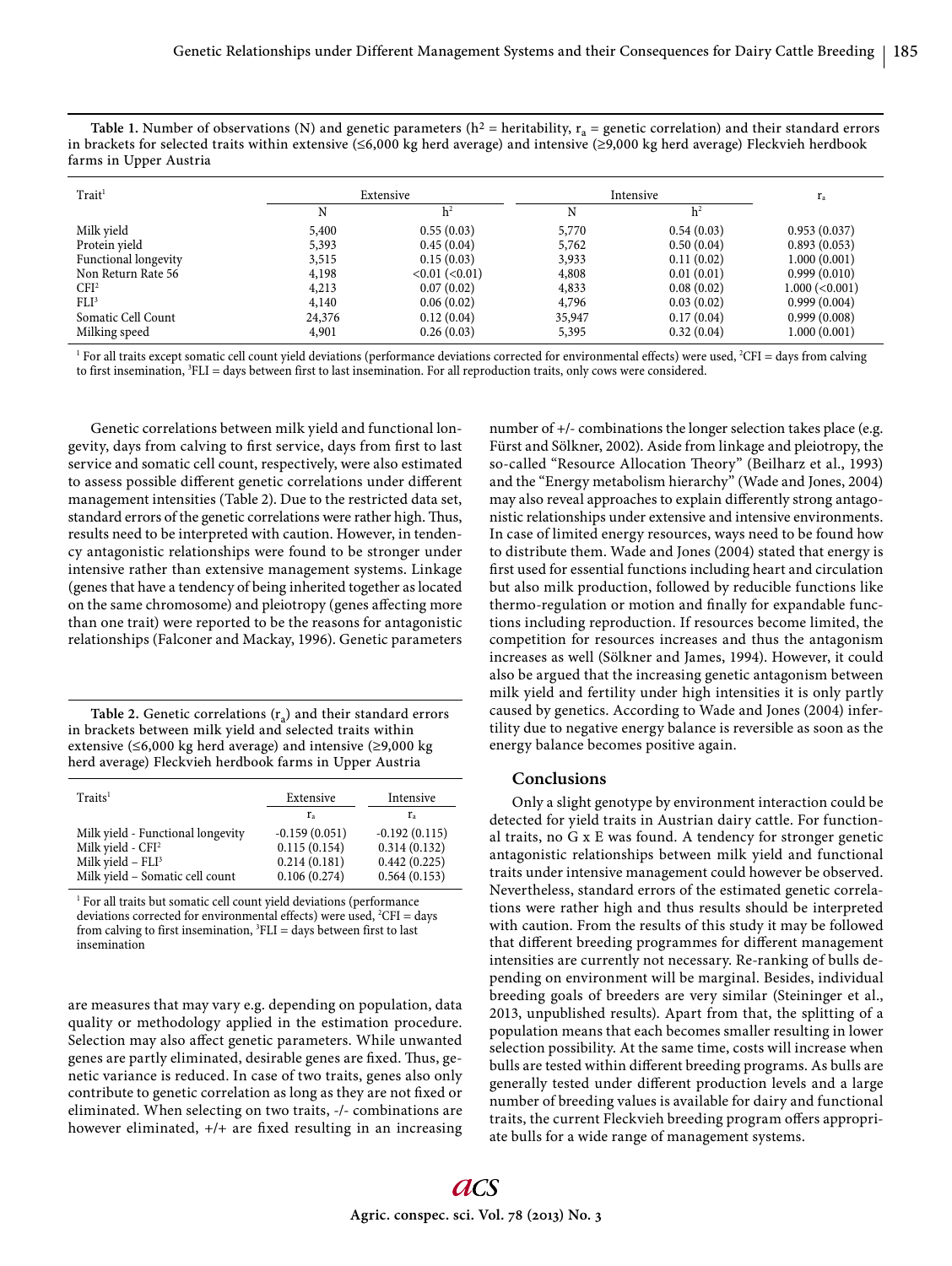**Table 1.** Number of observations (N) and genetic parameters ($h^2$ = heritability, $r_a$ = genetic correlation) and their standard errors in brackets for selected traits within extensive (≤6,000 kg herd average) and intensive (≥9,000 kg herd average) Fleckvieh herdbook farms in Upper Austria

| Trait[1] | Extensive | | Intensive | | $r_a$ |
|---|---|---|---|---|---|
| | N | $h^2$ | N | $h^2$ | |
| Milk yield | 5,400 | 0.55 (0.03) | 5,770 | 0.54 (0.03) | 0.953 (0.037) |
| Protein yield | 5,393 | 0.45 (0.04) | 5,762 | 0.50 (0.04) | 0.893 (0.053) |
| Functional longevity | 3,515 | 0.15 (0.03) | 3,933 | 0.11 (0.02) | 1.000 (0.001) |
| Non Return Rate 56 | 4,198 | <0.01 (<0.01) | 4,808 | 0.01 (0.01) | 0.999 (0.010) |
| CFI[2] | 4,213 | 0.07 (0.02) | 4,833 | 0.08 (0.02) | 1.000 (<0.001) |
| FLI[3] | 4,140 | 0.06 (0.02) | 4,796 | 0.03 (0.02) | 0.999 (0.004) |
| Somatic Cell Count | 24,376 | 0.12 (0.04) | 35,947 | 0.17 (0.04) | 0.999 (0.008) |
| Milking speed | 4,901 | 0.26 (0.03) | 5,395 | 0.32 (0.04) | 1.000 (0.001) |

[1] For all traits except somatic cell count yield deviations (performance deviations corrected for environmental effects) were used, [2]CFI = days from calving to first insemination, [3]FLI = days between first to last insemination. For all reproduction traits, only cows were considered.

Genetic correlations between milk yield and functional longevity, days from calving to first service, days from first to last service and somatic cell count, respectively, were also estimated to assess possible different genetic correlations under different management intensities (Table 2). Due to the restricted data set, standard errors of the genetic correlations were rather high. Thus, results need to be interpreted with caution. However, in tendency antagonistic relationships were found to be stronger under intensive rather than extensive management systems. Linkage (genes that have a tendency of being inherited together as located on the same chromosome) and pleiotropy (genes affecting more than one trait) were reported to be the reasons for antagonistic relationships (Falconer and Mackay, 1996). Genetic parameters are measures that may vary e.g. depending on population, data quality or methodology applied in the estimation procedure. Selection may also affect genetic parameters. While unwanted genes are partly eliminated, desirable genes are fixed. Thus, genetic variance is reduced. In case of two traits, genes also only contribute to genetic correlation as long as they are not fixed or eliminated. When selecting on two traits, -/- combinations are however eliminated, +/+ are fixed resulting in an increasing number of +/- combinations the longer selection takes place (e.g. Fürst and Sölkner, 2002). Aside from linkage and pleiotropy, the so-called "Resource Allocation Theory" (Beilharz et al., 1993) and the "Energy metabolism hierarchy" (Wade and Jones, 2004) may also reveal approaches to explain differently strong antagonistic relationships under extensive and intensive environments. In case of limited energy resources, ways need to be found how to distribute them. Wade and Jones (2004) stated that energy is first used for essential functions including heart and circulation but also milk production, followed by reducible functions like thermo-regulation or motion and finally for expandable functions including reproduction. If resources become limited, the competition for resources increases and thus the antagonism increases as well (Sölkner and James, 1994). However, it could also be argued that the increasing genetic antagonism between milk yield and fertility under high intensities it is only partly caused by genetics. According to Wade and Jones (2004) infertility due to negative energy balance is reversible as soon as the energy balance becomes positive again.

**Table 2.** Genetic correlations ($r_a$) and their standard errors in brackets between milk yield and selected traits within extensive (≤6,000 kg herd average) and intensive (≥9,000 kg herd average) Fleckvieh herdbook farms in Upper Austria

| Traits[1] | Extensive | Intensive |
|---|---|---|
| | $r_a$ | $r_a$ |
| Milk yield - Functional longevity | -0.159 (0.051) | -0.192 (0.115) |
| Milk yield - CFI[2] | 0.115 (0.154) | 0.314 (0.132) |
| Milk yield – FLI[3] | 0.214 (0.181) | 0.442 (0.225) |
| Milk yield – Somatic cell count | 0.106 (0.274) | 0.564 (0.153) |

[1] For all traits but somatic cell count yield deviations (performance deviations corrected for environmental effects) were used, [2]CFI = days from calving to first insemination, [3]FLI = days between first to last insemination

## Conclusions

Only a slight genotype by environment interaction could be detected for yield traits in Austrian dairy cattle. For functional traits, no G x E was found. A tendency for stronger genetic antagonistic relationships between milk yield and functional traits under intensive management could however be observed. Nevertheless, standard errors of the estimated genetic correlations were rather high and thus results should be interpreted with caution. From the results of this study it may be followed that different breeding programmes for different management intensities are currently not necessary. Re-ranking of bulls depending on environment will be marginal. Besides, individual breeding goals of breeders are very similar (Steininger et al., 2013, unpublished results). Apart from that, the splitting of a population means that each becomes smaller resulting in lower selection possibility. At the same time, costs will increase when bulls are tested within different breeding programs. As bulls are generally tested under different production levels and a large number of breeding values is available for dairy and functional traits, the current Fleckvieh breeding program offers appropriate bulls for a wide range of management systems.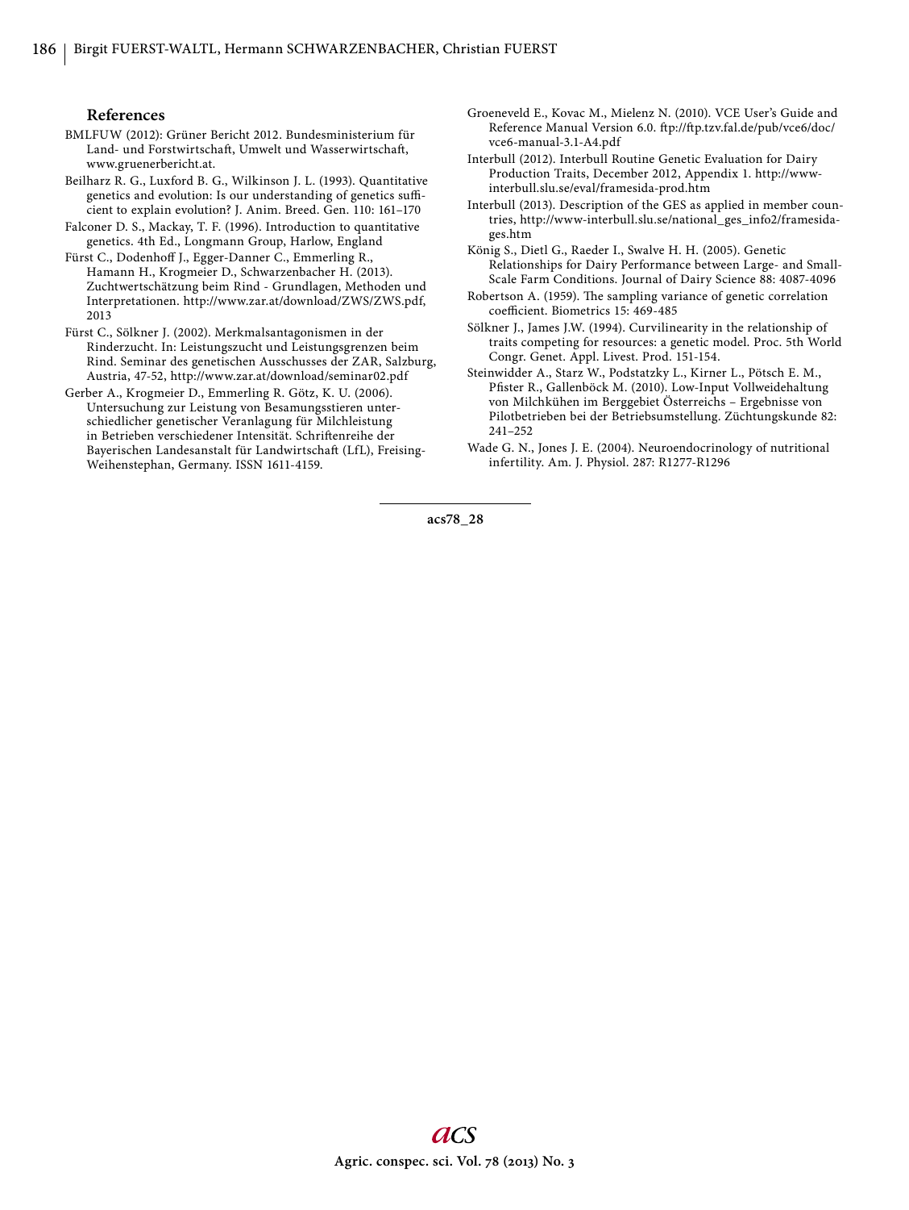## References

BMLFUW (2012): Grüner Bericht 2012. Bundesministerium für Land- und Forstwirtschaft, Umwelt und Wasserwirtschaft, www.gruenerbericht.at.

Beilharz R. G., Luxford B. G., Wilkinson J. L. (1993). Quantitative genetics and evolution: Is our understanding of genetics sufficient to explain evolution? J. Anim. Breed. Gen. 110: 161–170

Falconer D. S., Mackay, T. F. (1996). Introduction to quantitative genetics. 4th Ed., Longmann Group, Harlow, England

Fürst C., Dodenhoff J., Egger-Danner C., Emmerling R., Hamann H., Krogmeier D., Schwarzenbacher H. (2013). Zuchtwertschätzung beim Rind - Grundlagen, Methoden und Interpretationen. http://www.zar.at/download/ZWS/ZWS.pdf, 2013

Fürst C., Sölkner J. (2002). Merkmalsantagonismen in der Rinderzucht. In: Leistungszucht und Leistungsgrenzen beim Rind. Seminar des genetischen Ausschusses der ZAR, Salzburg, Austria, 47-52, http://www.zar.at/download/seminar02.pdf

Gerber A., Krogmeier D., Emmerling R. Götz, K. U. (2006). Untersuchung zur Leistung von Besamungsstieren unterschiedlicher genetischer Veranlagung für Milchleistung in Betrieben verschiedener Intensität. Schriftenreihe der Bayerischen Landesanstalt für Landwirtschaft (LfL), Freising-Weihenstephan, Germany. ISSN 1611-4159.

Groeneveld E., Kovac M., Mielenz N. (2010). VCE User's Guide and Reference Manual Version 6.0. ftp://ftp.tzv.fal.de/pub/vce6/doc/vce6-manual-3.1-A4.pdf

Interbull (2012). Interbull Routine Genetic Evaluation for Dairy Production Traits, December 2012, Appendix 1. http://www-interbull.slu.se/eval/framesida-prod.htm

Interbull (2013). Description of the GES as applied in member countries, http://www-interbull.slu.se/national_ges_info2/framesida-ges.htm

König S., Dietl G., Raeder I., Swalve H. H. (2005). Genetic Relationships for Dairy Performance between Large- and Small-Scale Farm Conditions. Journal of Dairy Science 88: 4087-4096

Robertson A. (1959). The sampling variance of genetic correlation coefficient. Biometrics 15: 469-485

Sölkner J., James J.W. (1994). Curvilinearity in the relationship of traits competing for resources: a genetic model. Proc. 5th World Congr. Genet. Appl. Livest. Prod. 151-154.

Steinwidder A., Starz W., Podstatzky L., Kirner L., Pötsch E. M., Pfister R., Gallenböck M. (2010). Low-Input Vollweidehaltung von Milchkühen im Berggebiet Österreichs – Ergebnisse von Pilotbetrieben bei der Betriebsumstellung. Züchtungskunde 82: 241–252

Wade G. N., Jones J. E. (2004). Neuroendocrinology of nutritional infertility. Am. J. Physiol. 287: R1277-R1296

acs78_28